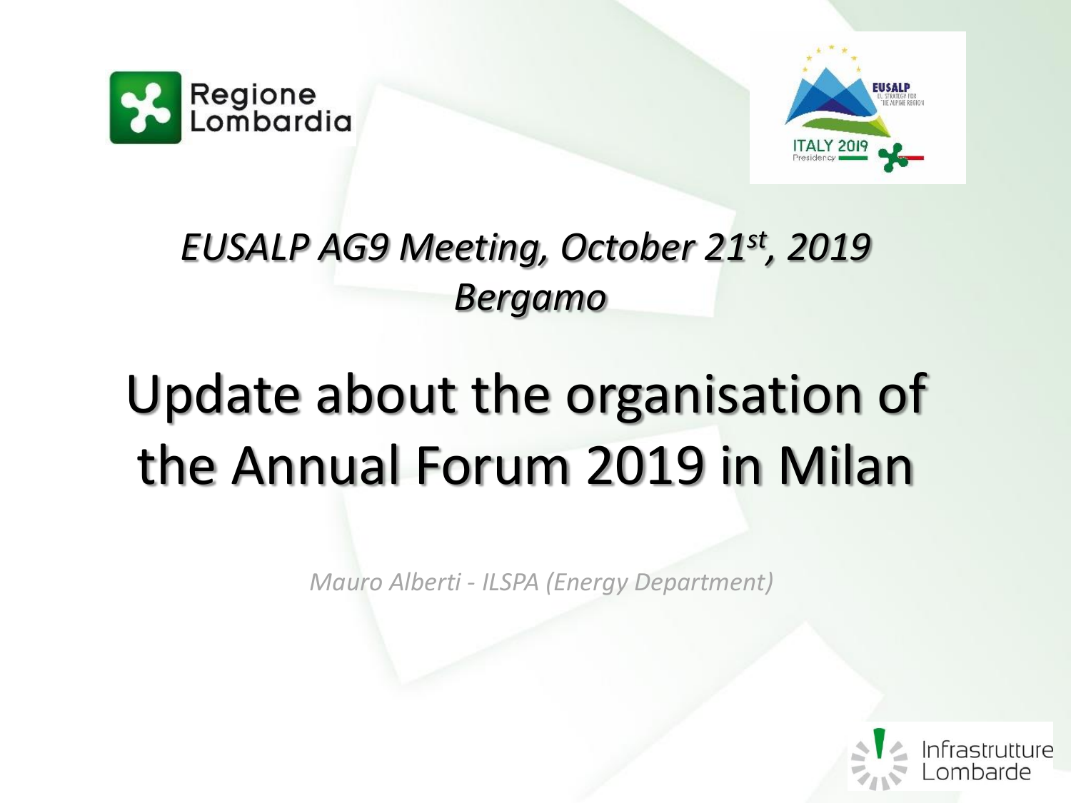*EUSALP AG9 Meeting, October 21st, 2019*
*Bergamo*

# Update about the organisation of the Annual Forum 2019 in Milan

*Mauro Alberti - ILSPA (Energy Department)*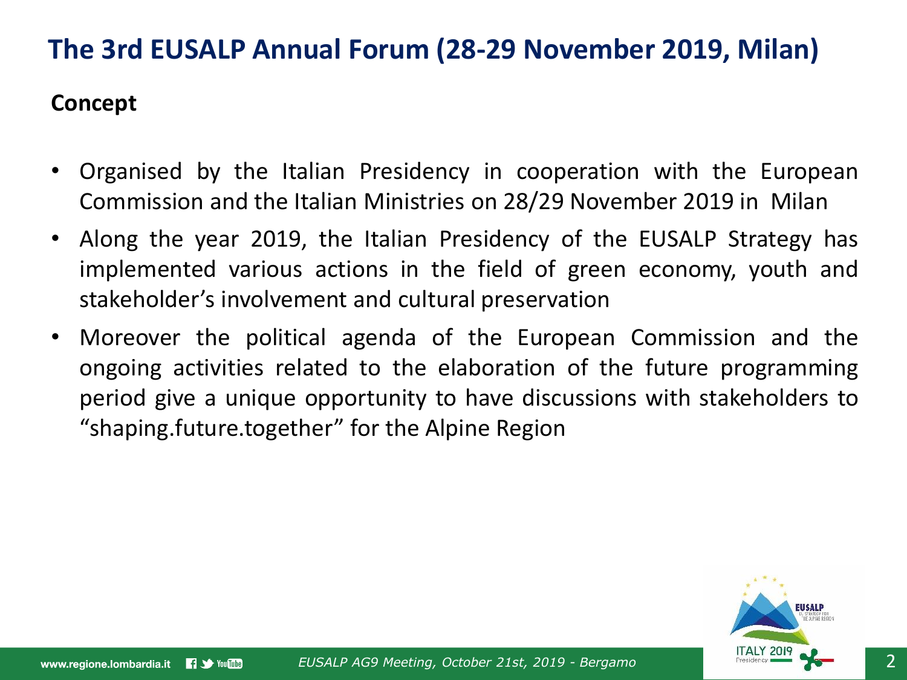# The 3rd EUSALP Annual Forum (28-29 November 2019, Milan)

**Concept**

- Organised by the Italian Presidency in cooperation with the European Commission and the Italian Ministries on 28/29 November 2019 in Milan
- Along the year 2019, the Italian Presidency of the EUSALP Strategy has implemented various actions in the field of green economy, youth and stakeholder's involvement and cultural preservation
- Moreover the political agenda of the European Commission and the ongoing activities related to the elaboration of the future programming period give a unique opportunity to have discussions with stakeholders to "shaping.future.together" for the Alpine Region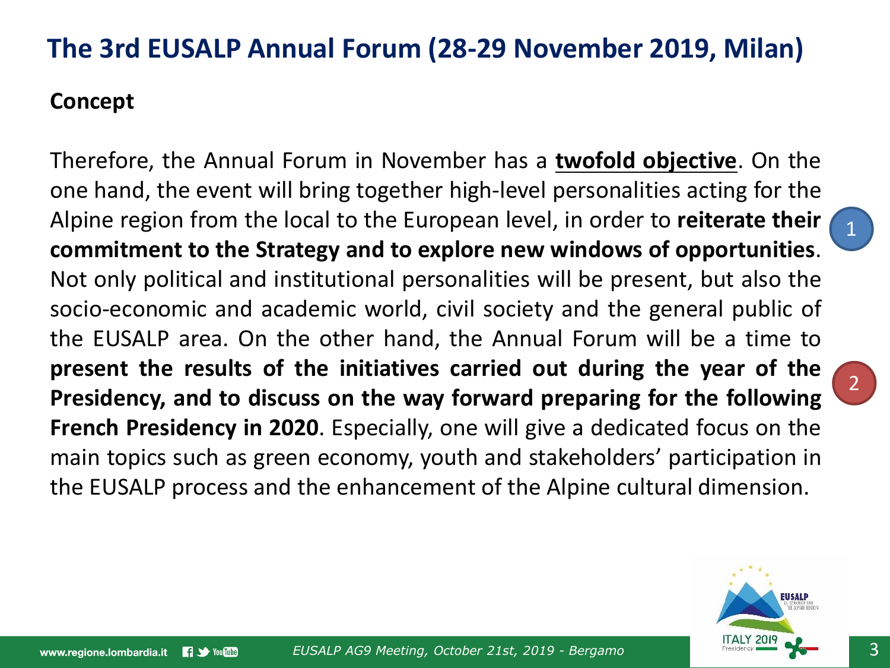# The 3rd EUSALP Annual Forum (28-29 November 2019, Milan)

## Concept

Therefore, the Annual Forum in November has a **twofold objective**. On the one hand, the event will bring together high-level personalities acting for the Alpine region from the local to the European level, in order to **reiterate their commitment to the Strategy and to explore new windows of opportunities**. Not only political and institutional personalities will be present, but also the socio-economic and academic world, civil society and the general public of the EUSALP area. On the other hand, the Annual Forum will be a time to **present the results of the initiatives carried out during the year of the Presidency, and to discuss on the way forward preparing for the following French Presidency in 2020**. Especially, one will give a dedicated focus on the main topics such as green economy, youth and stakeholders' participation in the EUSALP process and the enhancement of the Alpine cultural dimension.

1

2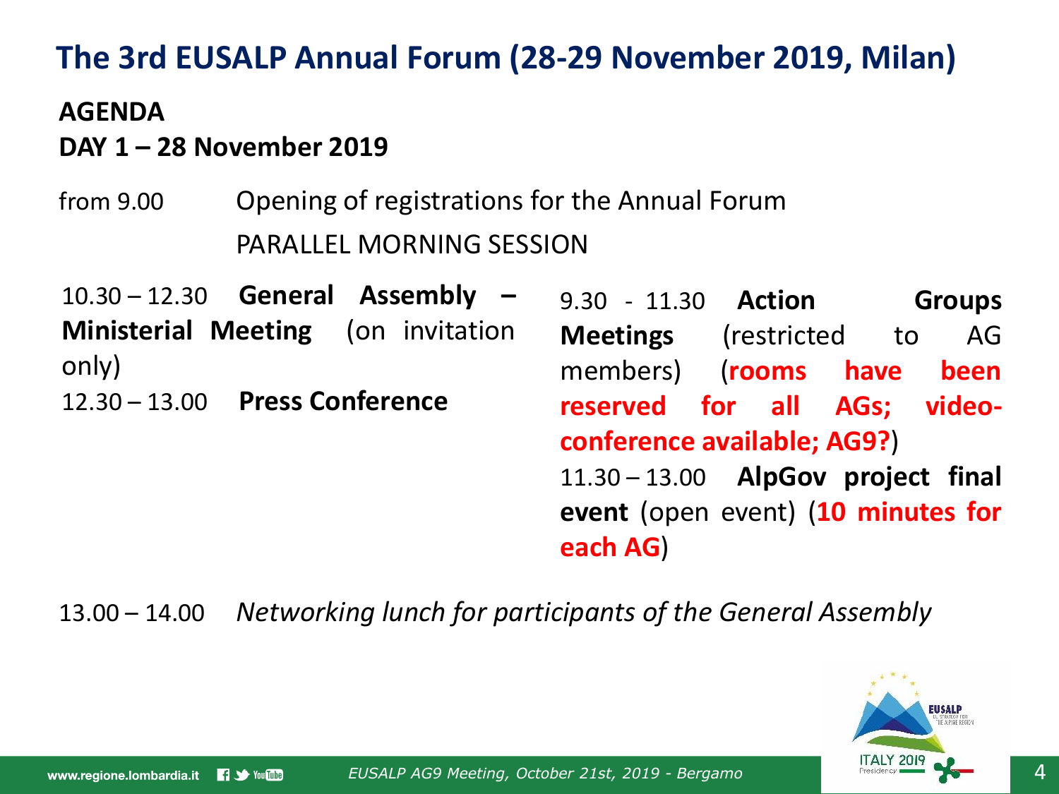# The 3rd EUSALP Annual Forum (28-29 November 2019, Milan)

**AGENDA**

**DAY 1 – 28 November 2019**

from 9.00 Opening of registrations for the Annual Forum

PARALLEL MORNING SESSION

10.30 – 12.30 **General Assembly – Ministerial Meeting** (on invitation only)

12.30 – 13.00 **Press Conference**

9.30 - 11.30 **Action Groups Meetings** (restricted to AG members) (**rooms have been reserved for all AGs; video-conference available; AG9?**)

11.30 – 13.00 **AlpGov project final event** (open event) (**10 minutes for each AG**)

13.00 – 14.00 *Networking lunch for participants of the General Assembly*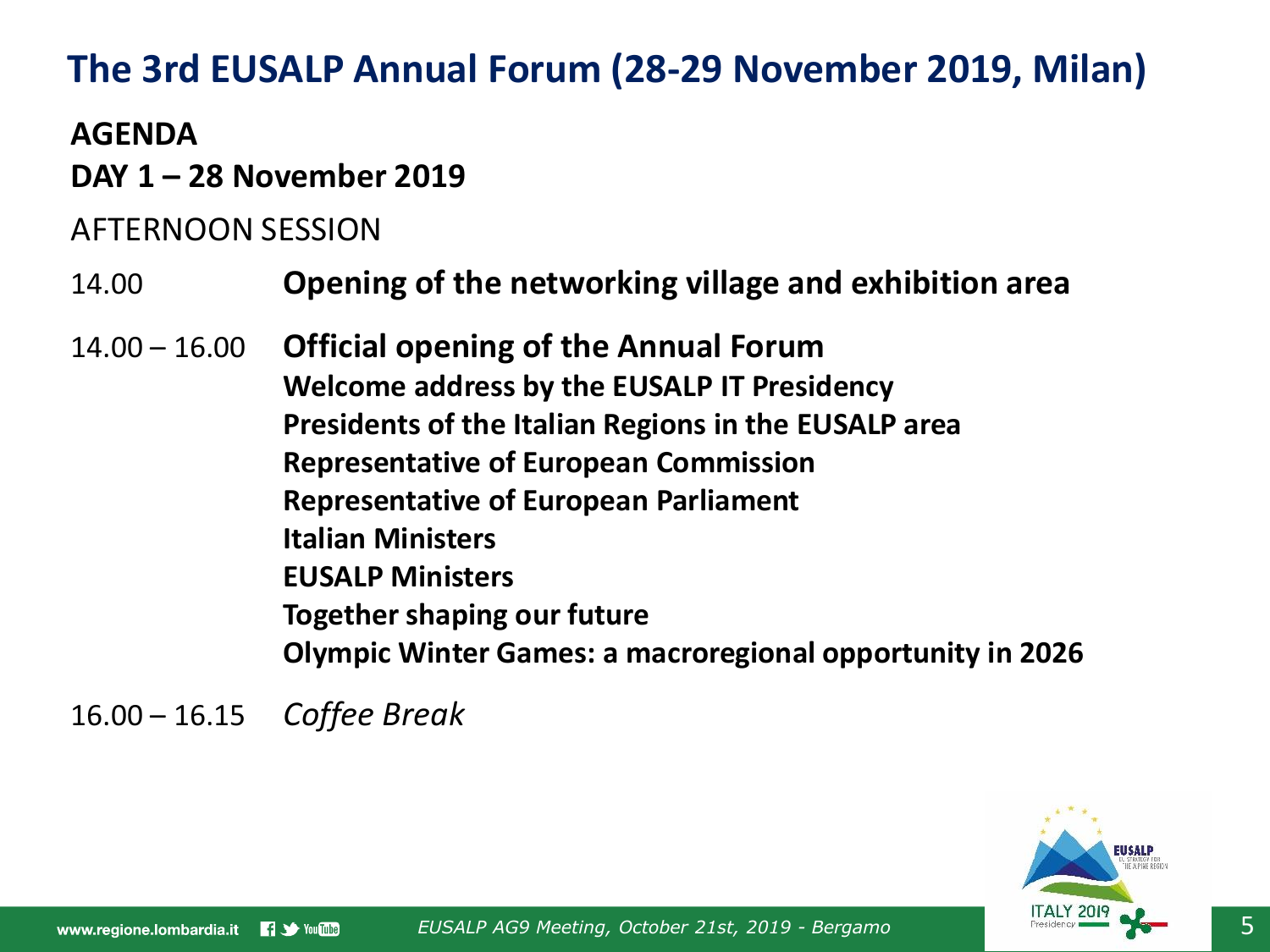# The 3rd EUSALP Annual Forum (28-29 November 2019, Milan)

**AGENDA**

**DAY 1 – 28 November 2019**

AFTERNOON SESSION

| | |
|---|---|
| 14.00 | **Opening of the networking village and exhibition area** |
| 14.00 – 16.00 | **Official opening of the Annual Forum**<br>**Welcome address by the EUSALP IT Presidency**<br>**Presidents of the Italian Regions in the EUSALP area**<br>**Representative of European Commission**<br>**Representative of European Parliament**<br>**Italian Ministers**<br>**EUSALP Ministers**<br>**Together shaping our future**<br>**Olympic Winter Games: a macroregional opportunity in 2026** |
| 16.00 – 16.15 | *Coffee Break* |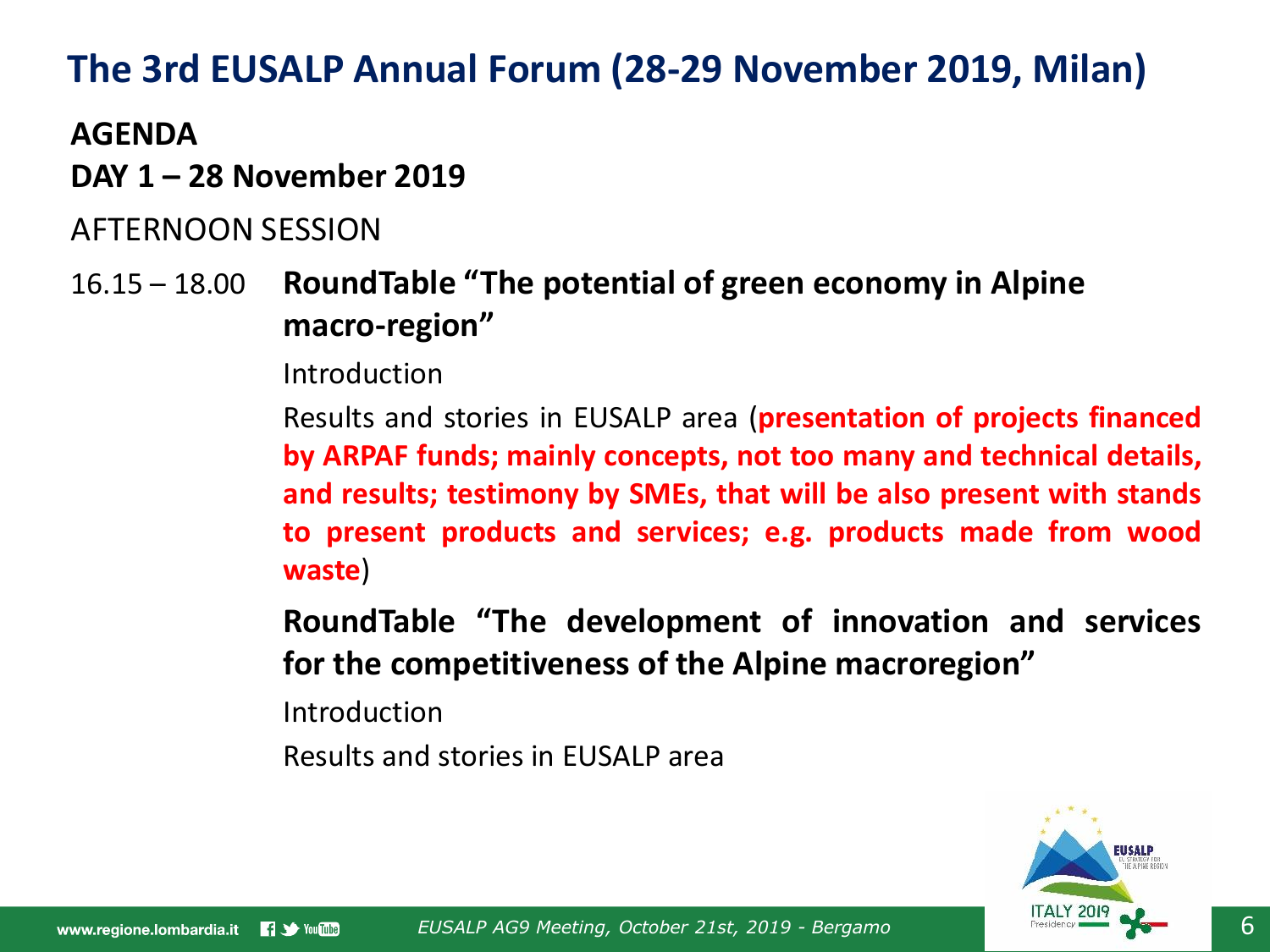# The 3rd EUSALP Annual Forum (28-29 November 2019, Milan)

**AGENDA**

**DAY 1 – 28 November 2019**

AFTERNOON SESSION

16.15 – 18.00 **RoundTable "The potential of green economy in Alpine macro-region"**

Introduction

Results and stories in EUSALP area (**presentation of projects financed by ARPAF funds; mainly concepts, not too many and technical details, and results; testimony by SMEs, that will be also present with stands to present products and services; e.g. products made from wood waste**)

**RoundTable "The development of innovation and services for the competitiveness of the Alpine macroregion"**

Introduction

Results and stories in EUSALP area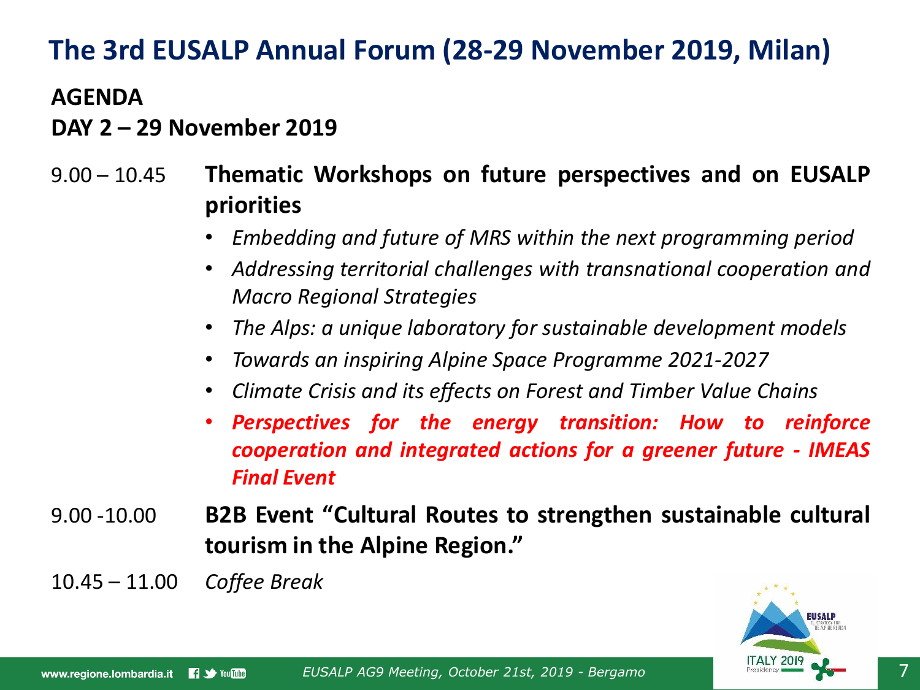# The 3rd EUSALP Annual Forum (28-29 November 2019, Milan)

**AGENDA**

**DAY 2 – 29 November 2019**

9.00 – 10.45 **Thematic Workshops on future perspectives and on EUSALP priorities**

- *Embedding and future of MRS within the next programming period*
- *Addressing territorial challenges with transnational cooperation and Macro Regional Strategies*
- *The Alps: a unique laboratory for sustainable development models*
- *Towards an inspiring Alpine Space Programme 2021-2027*
- *Climate Crisis and its effects on Forest and Timber Value Chains*
- ***Perspectives for the energy transition: How to reinforce cooperation and integrated actions for a greener future - IMEAS Final Event***

9.00 -10.00 **B2B Event "Cultural Routes to strengthen sustainable cultural tourism in the Alpine Region."**

10.45 – 11.00 *Coffee Break*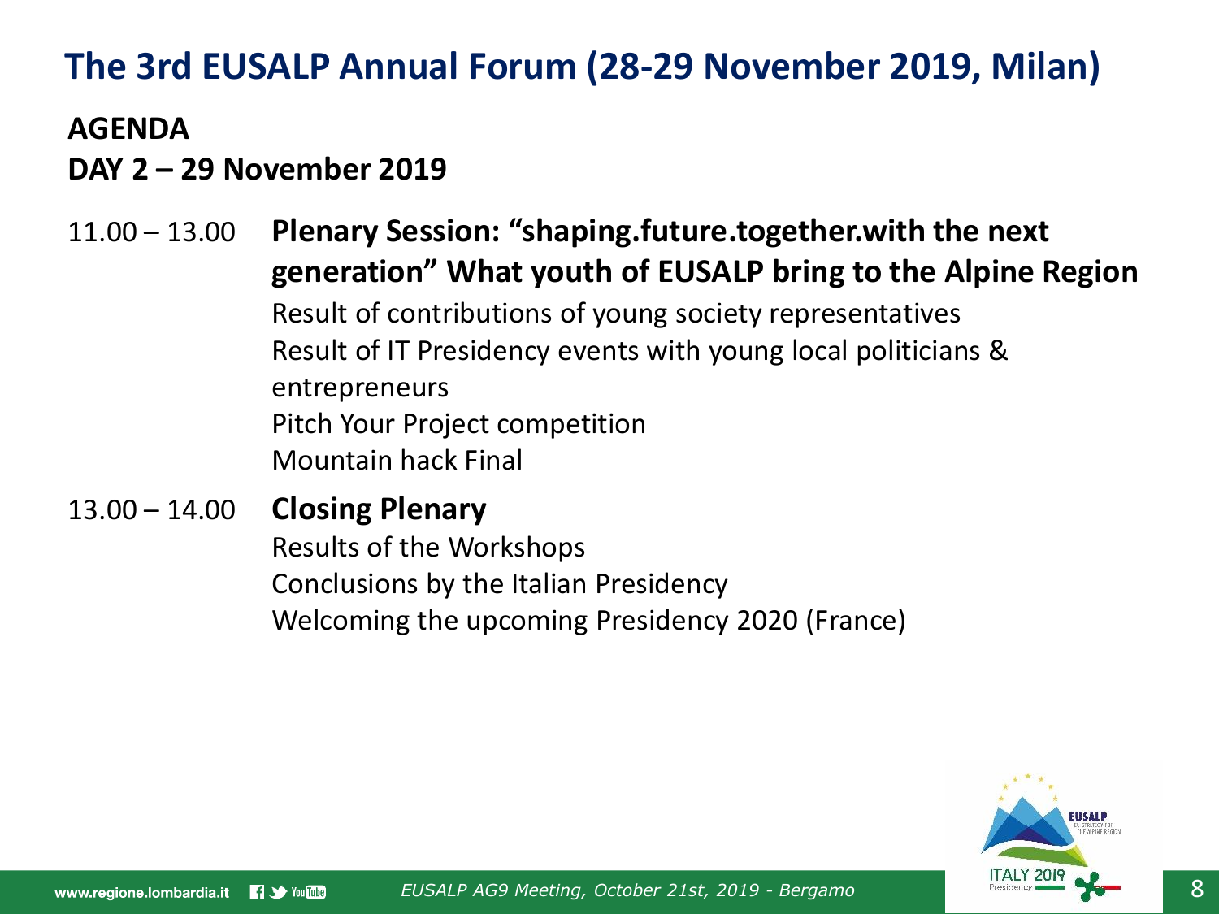# The 3rd EUSALP Annual Forum (28-29 November 2019, Milan)

**AGENDA**

**DAY 2 – 29 November 2019**

11.00 – 13.00 **Plenary Session: "shaping.future.together.with the next generation" What youth of EUSALP bring to the Alpine Region**

Result of contributions of young society representatives

Result of IT Presidency events with young local politicians & entrepreneurs

Pitch Your Project competition

Mountain hack Final

13.00 – 14.00 **Closing Plenary**

Results of the Workshops

Conclusions by the Italian Presidency

Welcoming the upcoming Presidency 2020 (France)